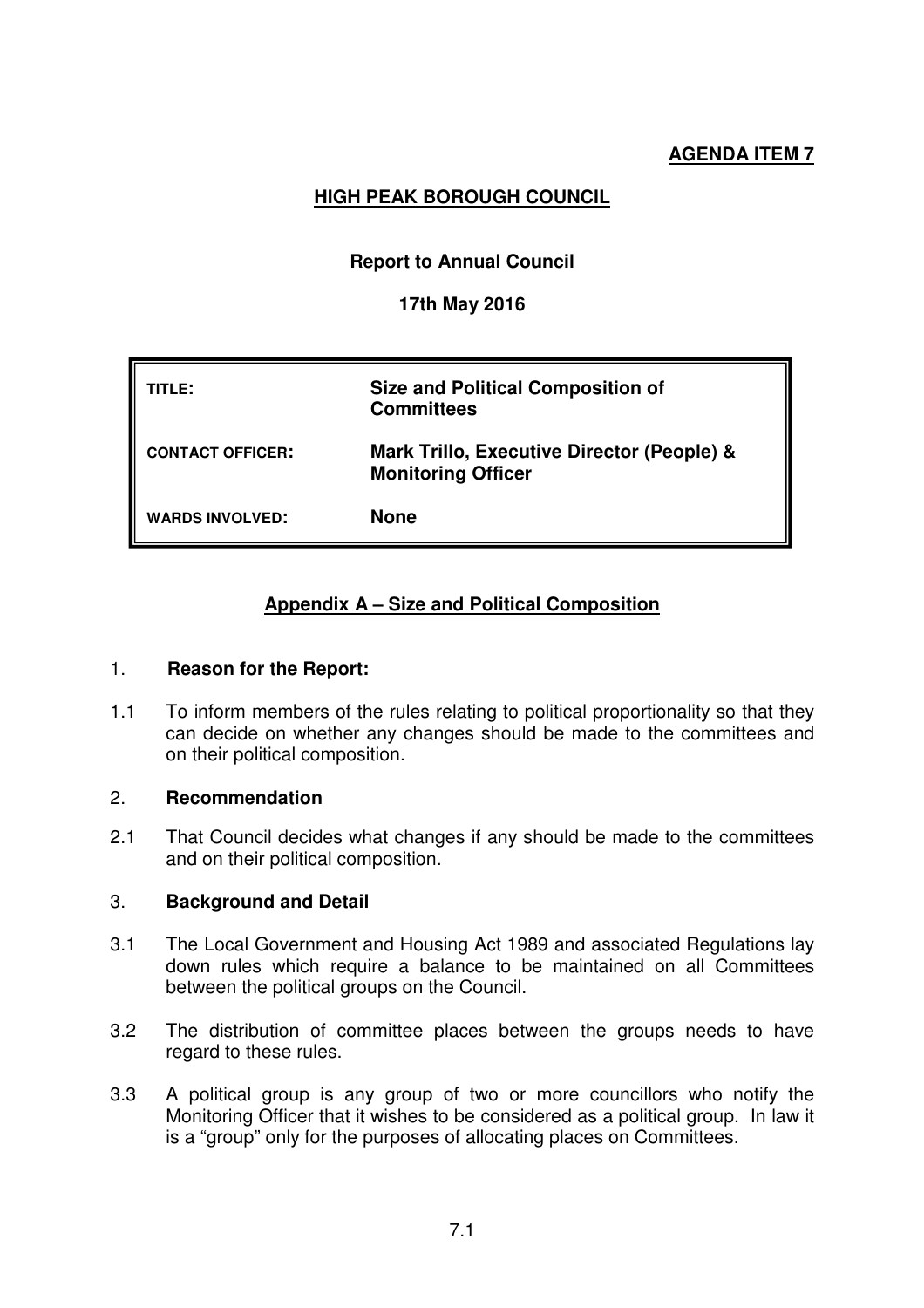**AGENDA ITEM 7**

# HIGH PEAK BOROUGH COUNCIL

## Report to Annual Council

### 17th May 2016

| | |
|---|---|
| **TITLE:** | **Size and Political Composition of Committees** |
| **CONTACT OFFICER:** | **Mark Trillo, Executive Director (People) & Monitoring Officer** |
| **WARDS INVOLVED:** | **None** |

**Appendix A – Size and Political Composition**

1. **Reason for the Report:**

1.1 To inform members of the rules relating to political proportionality so that they can decide on whether any changes should be made to the committees and on their political composition.

2. **Recommendation**

2.1 That Council decides what changes if any should be made to the committees and on their political composition.

3. **Background and Detail**

3.1 The Local Government and Housing Act 1989 and associated Regulations lay down rules which require a balance to be maintained on all Committees between the political groups on the Council.

3.2 The distribution of committee places between the groups needs to have regard to these rules.

3.3 A political group is any group of two or more councillors who notify the Monitoring Officer that it wishes to be considered as a political group. In law it is a "group" only for the purposes of allocating places on Committees.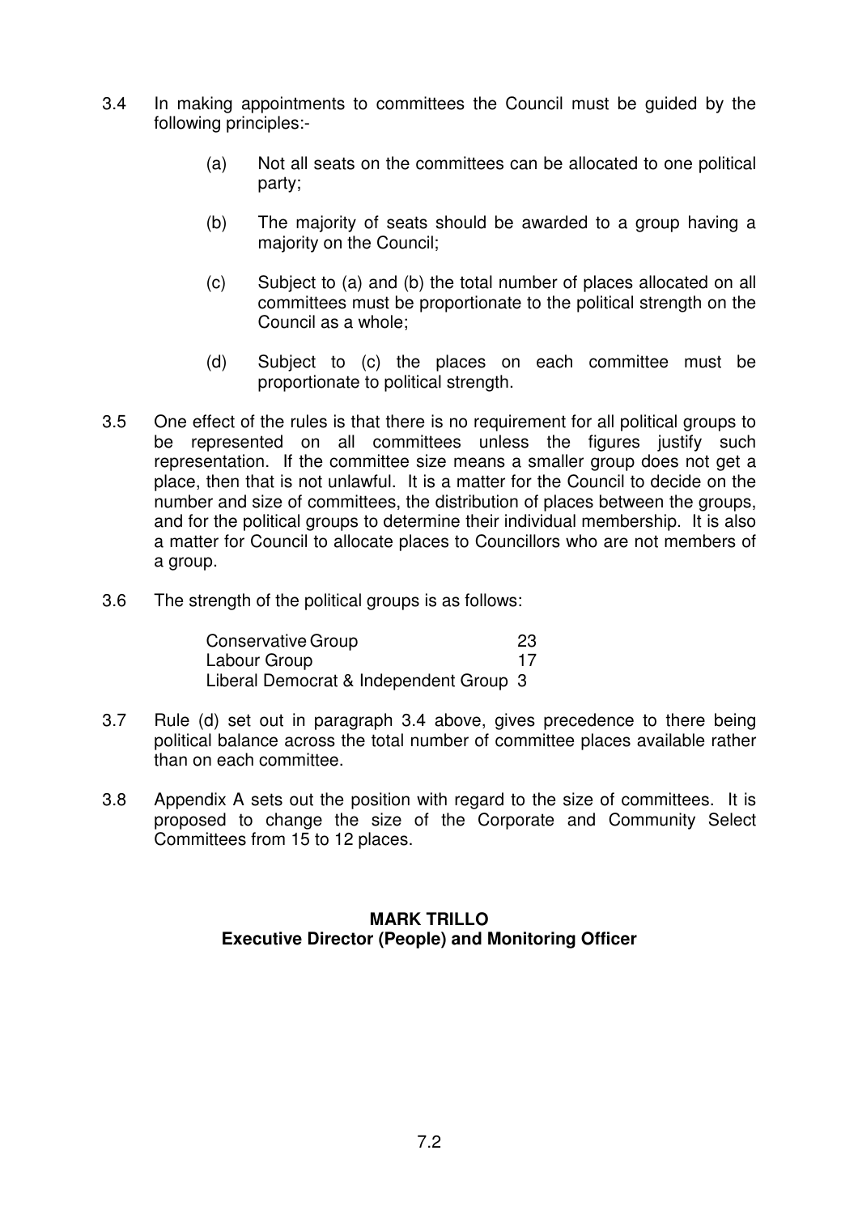3.4 In making appointments to committees the Council must be guided by the following principles:-

(a) Not all seats on the committees can be allocated to one political party;

(b) The majority of seats should be awarded to a group having a majority on the Council;

(c) Subject to (a) and (b) the total number of places allocated on all committees must be proportionate to the political strength on the Council as a whole;

(d) Subject to (c) the places on each committee must be proportionate to political strength.

3.5 One effect of the rules is that there is no requirement for all political groups to be represented on all committees unless the figures justify such representation. If the committee size means a smaller group does not get a place, then that is not unlawful. It is a matter for the Council to decide on the number and size of committees, the distribution of places between the groups, and for the political groups to determine their individual membership. It is also a matter for Council to allocate places to Councillors who are not members of a group.

3.6 The strength of the political groups is as follows:

| | |
|---|---|
| Conservative Group | 23 |
| Labour Group | 17 |
| Liberal Democrat & Independent Group | 3 |

3.7 Rule (d) set out in paragraph 3.4 above, gives precedence to there being political balance across the total number of committee places available rather than on each committee.

3.8 Appendix A sets out the position with regard to the size of committees. It is proposed to change the size of the Corporate and Community Select Committees from 15 to 12 places.

**MARK TRILLO**
**Executive Director (People) and Monitoring Officer**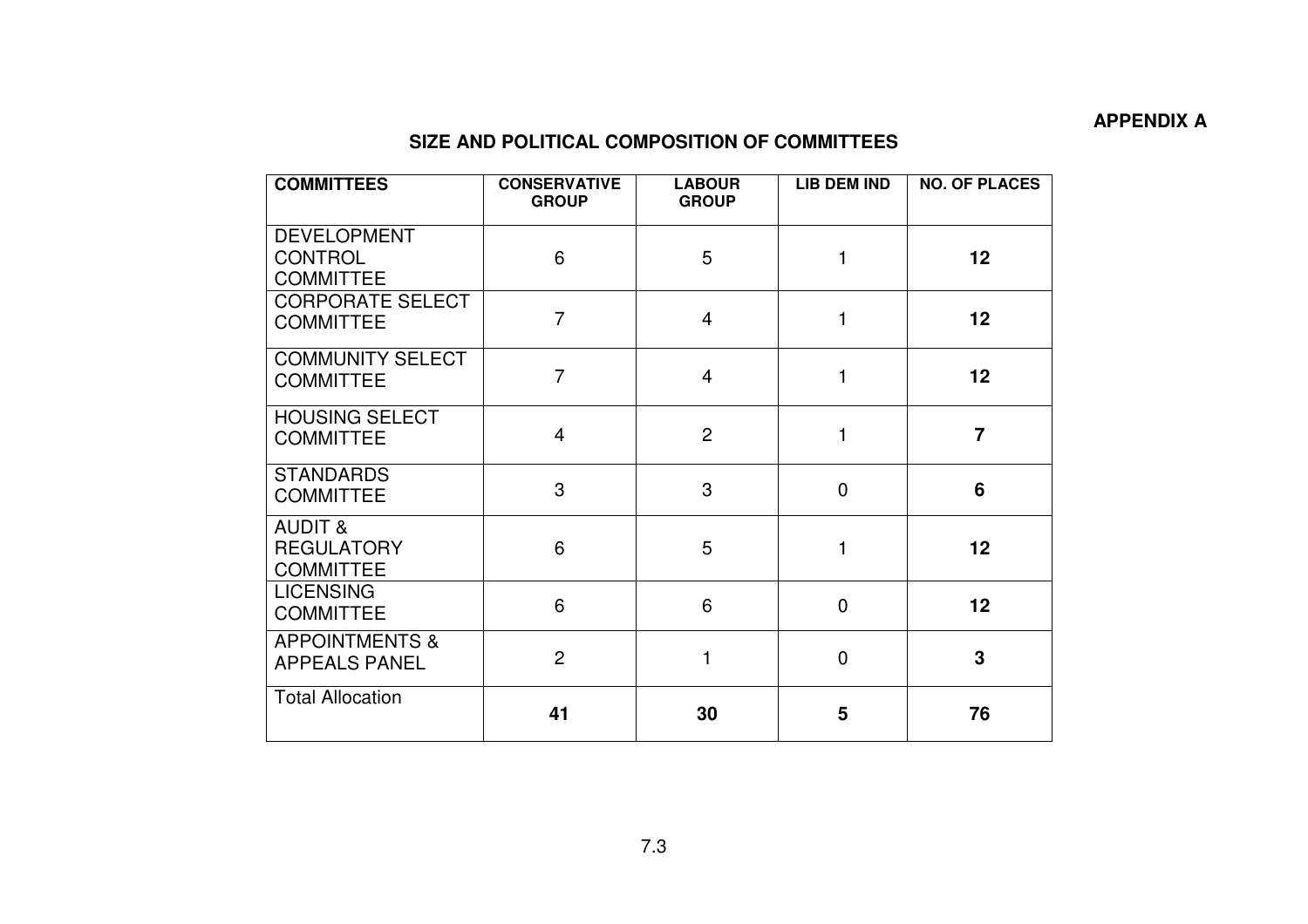**APPENDIX A**

## SIZE AND POLITICAL COMPOSITION OF COMMITTEES

| **COMMITTEES** | **CONSERVATIVE GROUP** | **LABOUR GROUP** | **LIB DEM IND** | **NO. OF PLACES** |
|---|---|---|---|---|
| DEVELOPMENT CONTROL COMMITTEE | 6 | 5 | 1 | **12** |
| CORPORATE SELECT COMMITTEE | 7 | 4 | 1 | **12** |
| COMMUNITY SELECT COMMITTEE | 7 | 4 | 1 | **12** |
| HOUSING SELECT COMMITTEE | 4 | 2 | 1 | **7** |
| STANDARDS COMMITTEE | 3 | 3 | 0 | **6** |
| AUDIT & REGULATORY COMMITTEE | 6 | 5 | 1 | **12** |
| LICENSING COMMITTEE | 6 | 6 | 0 | **12** |
| APPOINTMENTS & APPEALS PANEL | 2 | 1 | 0 | **3** |
| Total Allocation | **41** | **30** | **5** | **76** |